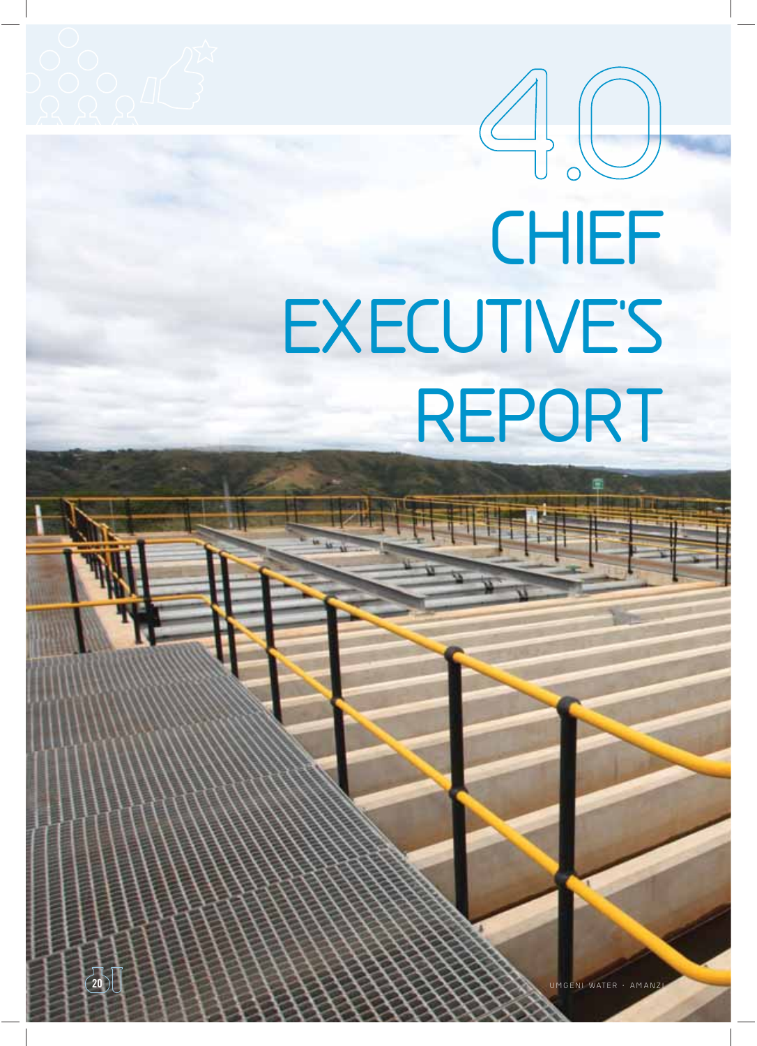# 4.0 CHIEF EXECUTIVE'S REPORT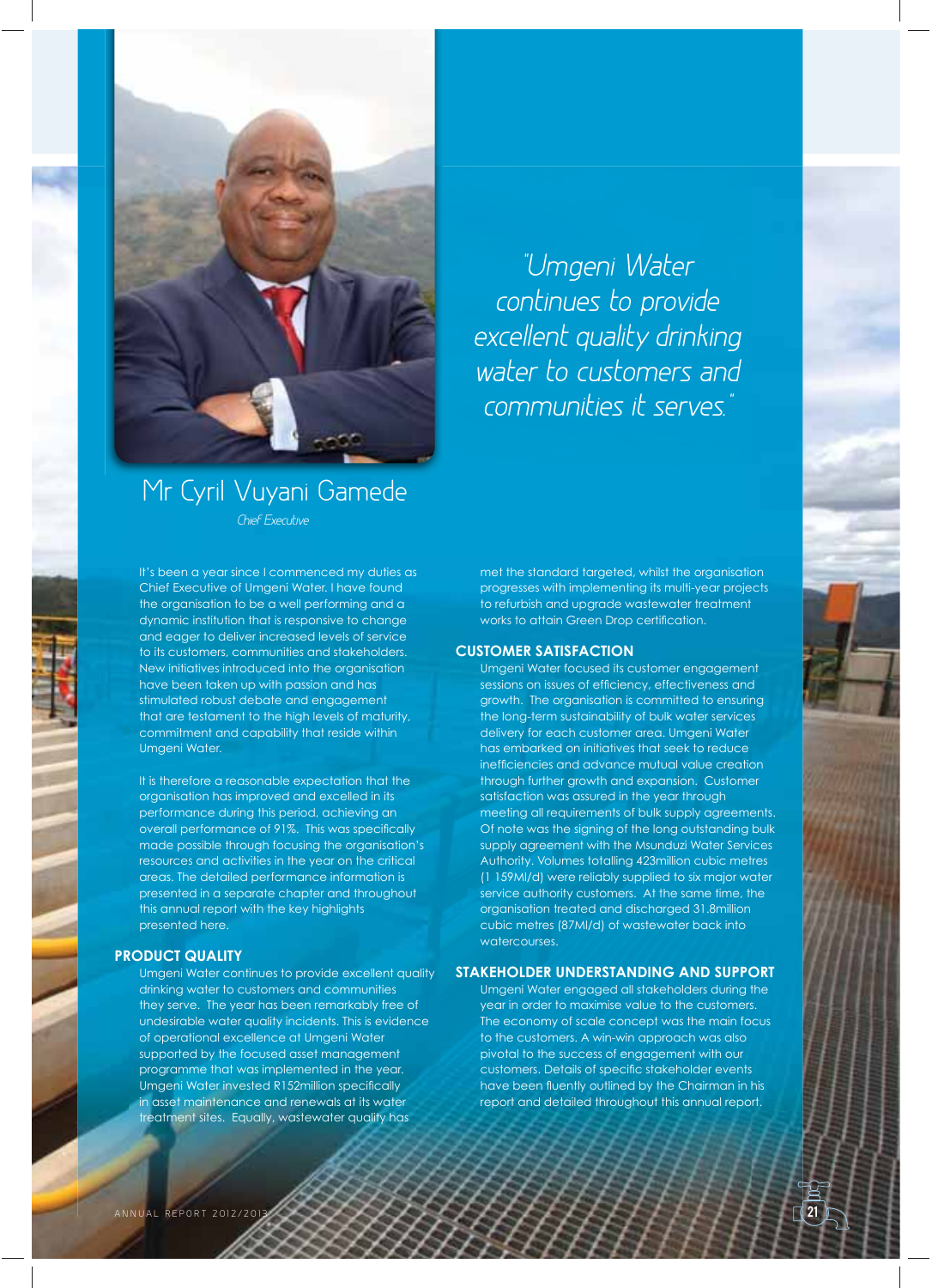"Umgeni Water continues to provide excellent quality drinking water to customers and communities it serves."

## Mr Cyril Vuyani Gamede

*Chief Executive*

It's been a year since I commenced my duties as Chief Executive of Umgeni Water. I have found the organisation to be a well performing and a dynamic institution that is responsive to change and eager to deliver increased levels of service to its customers, communities and stakeholders. New initiatives introduced into the organisation have been taken up with passion and has stimulated robust debate and engagement that are testament to the high levels of maturity, commitment and capability that reside within Umgeni Water.

It is therefore a reasonable expectation that the organisation has improved and excelled in its performance during this period, achieving an overall performance of 91%. This was specifically made possible through focusing the organisation's resources and activities in the year on the critical areas. The detailed performance information is presented in a separate chapter and throughout this annual report with the key highlights presented here.

### PRODUCT QUALITY

Umgeni Water continues to provide excellent quality drinking water to customers and communities they serve. The year has been remarkably free of undesirable water quality incidents. This is evidence of operational excellence at Umgeni Water supported by the focused asset management programme that was implemented in the year. Umgeni Water invested R152million specifically in asset maintenance and renewals at its water treatment sites. Equally, wastewater quality has met the standard targeted, whilst the organisation progresses with implementing its multi-year projects to refurbish and upgrade wastewater treatment works to attain Green Drop certification.

### CUSTOMER SATISFACTION

Umgeni Water focused its customer engagement sessions on issues of efficiency, effectiveness and growth. The organisation is committed to ensuring the long-term sustainability of bulk water services delivery for each customer area. Umgeni Water has embarked on initiatives that seek to reduce inefficiencies and advance mutual value creation through further growth and expansion. Customer satisfaction was assured in the year through meeting all requirements of bulk supply agreements. Of note was the signing of the long outstanding bulk supply agreement with the Msunduzi Water Services Authority. Volumes totalling 423million cubic metres (1 159Ml/d) were reliably supplied to six major water service authority customers. At the same time, the organisation treated and discharged 31.8million cubic metres (87Ml/d) of wastewater back into watercourses.

### STAKEHOLDER UNDERSTANDING AND SUPPORT

Umgeni Water engaged all stakeholders during the year in order to maximise value to the customers. The economy of scale concept was the main focus to the customers. A win-win approach was also pivotal to the success of engagement with our customers. Details of specific stakeholder events have been fluently outlined by the Chairman in his report and detailed throughout this annual report.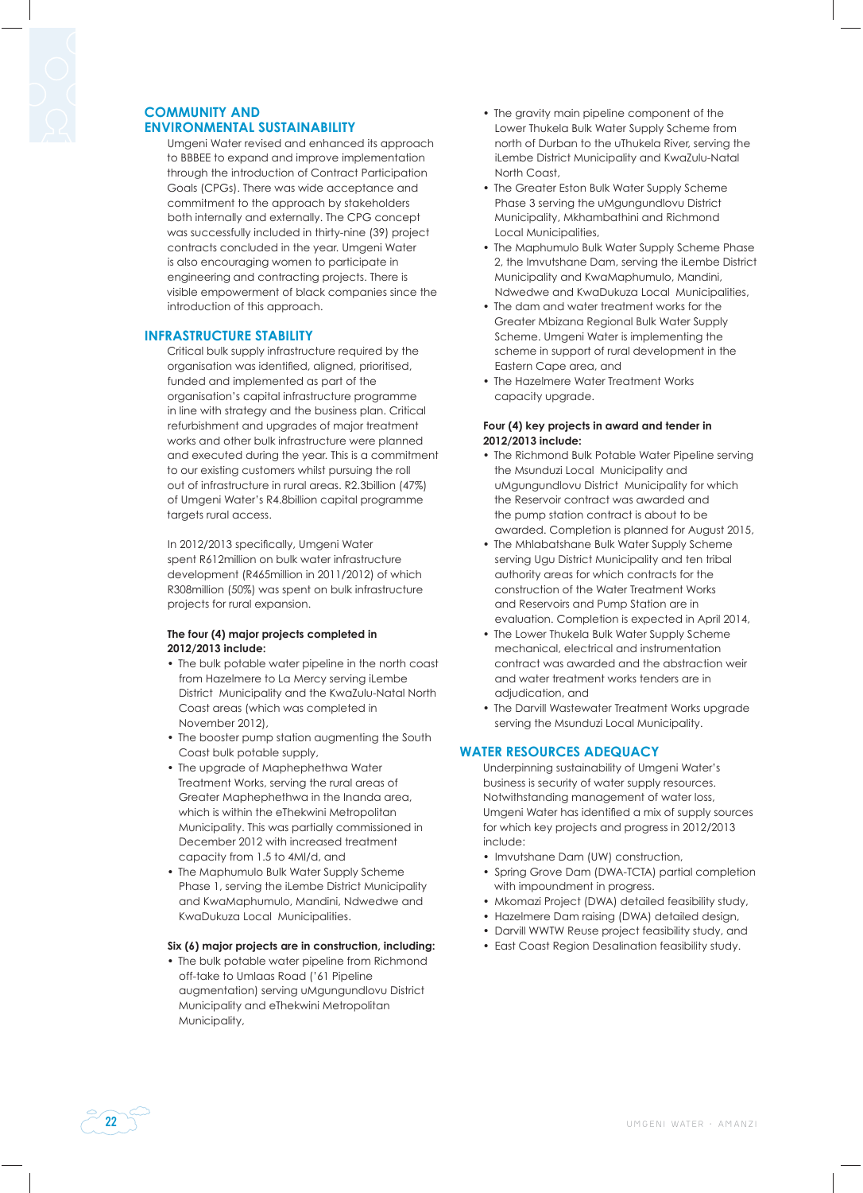## COMMUNITY AND ENVIRONMENTAL SUSTAINABILITY

Umgeni Water revised and enhanced its approach to BBBEE to expand and improve implementation through the introduction of Contract Participation Goals (CPGs). There was wide acceptance and commitment to the approach by stakeholders both internally and externally. The CPG concept was successfully included in thirty-nine (39) project contracts concluded in the year. Umgeni Water is also encouraging women to participate in engineering and contracting projects. There is visible empowerment of black companies since the introduction of this approach.

## INFRASTRUCTURE STABILITY

Critical bulk supply infrastructure required by the organisation was identified, aligned, prioritised, funded and implemented as part of the organisation's capital infrastructure programme in line with strategy and the business plan. Critical refurbishment and upgrades of major treatment works and other bulk infrastructure were planned and executed during the year. This is a commitment to our existing customers whilst pursuing the roll out of infrastructure in rural areas. R2.3billion (47%) of Umgeni Water's R4.8billion capital programme targets rural access.

In 2012/2013 specifically, Umgeni Water spent R612million on bulk water infrastructure development (R465million in 2011/2012) of which R308million (50%) was spent on bulk infrastructure projects for rural expansion.

**The four (4) major projects completed in 2012/2013 include:**

- The bulk potable water pipeline in the north coast from Hazelmere to La Mercy serving iLembe District Municipality and the KwaZulu-Natal North Coast areas (which was completed in November 2012),
- The booster pump station augmenting the South Coast bulk potable supply,
- The upgrade of Maphephethwa Water Treatment Works, serving the rural areas of Greater Maphephethwa in the Inanda area, which is within the eThekwini Metropolitan Municipality. This was partially commissioned in December 2012 with increased treatment capacity from 1.5 to 4Ml/d, and
- The Maphumulo Bulk Water Supply Scheme Phase 1, serving the iLembe District Municipality and KwaMaphumulo, Mandini, Ndwedwe and KwaDukuza Local Municipalities.

**Six (6) major projects are in construction, including:**

- The bulk potable water pipeline from Richmond off-take to Umlaas Road ('61 Pipeline augmentation) serving uMgungundlovu District Municipality and eThekwini Metropolitan Municipality,
- The gravity main pipeline component of the Lower Thukela Bulk Water Supply Scheme from north of Durban to the uThukela River, serving the iLembe District Municipality and KwaZulu-Natal North Coast,
- The Greater Eston Bulk Water Supply Scheme Phase 3 serving the uMgungundlovu District Municipality, Mkhambathini and Richmond Local Municipalities,
- The Maphumulo Bulk Water Supply Scheme Phase 2, the Imvutshane Dam, serving the iLembe District Municipality and KwaMaphumulo, Mandini, Ndwedwe and KwaDukuza Local Municipalities,
- The dam and water treatment works for the Greater Mbizana Regional Bulk Water Supply Scheme. Umgeni Water is implementing the scheme in support of rural development in the Eastern Cape area, and
- The Hazelmere Water Treatment Works capacity upgrade.

**Four (4) key projects in award and tender in 2012/2013 include:**

- The Richmond Bulk Potable Water Pipeline serving the Msunduzi Local Municipality and uMgungundlovu District Municipality for which the Reservoir contract was awarded and the pump station contract is about to be awarded. Completion is planned for August 2015,
- The Mhlabatshane Bulk Water Supply Scheme serving Ugu District Municipality and ten tribal authority areas for which contracts for the construction of the Water Treatment Works and Reservoirs and Pump Station are in evaluation. Completion is expected in April 2014,
- The Lower Thukela Bulk Water Supply Scheme mechanical, electrical and instrumentation contract was awarded and the abstraction weir and water treatment works tenders are in adjudication, and
- The Darvill Wastewater Treatment Works upgrade serving the Msunduzi Local Municipality.

## WATER RESOURCES ADEQUACY

Underpinning sustainability of Umgeni Water's business is security of water supply resources. Notwithstanding management of water loss, Umgeni Water has identified a mix of supply sources for which key projects and progress in 2012/2013 include:

- Imvutshane Dam (UW) construction,
- Spring Grove Dam (DWA-TCTA) partial completion with impoundment in progress.
- Mkomazi Project (DWA) detailed feasibility study,
- Hazelmere Dam raising (DWA) detailed design,
- Darvill WWTW Reuse project feasibility study, and
- East Coast Region Desalination feasibility study.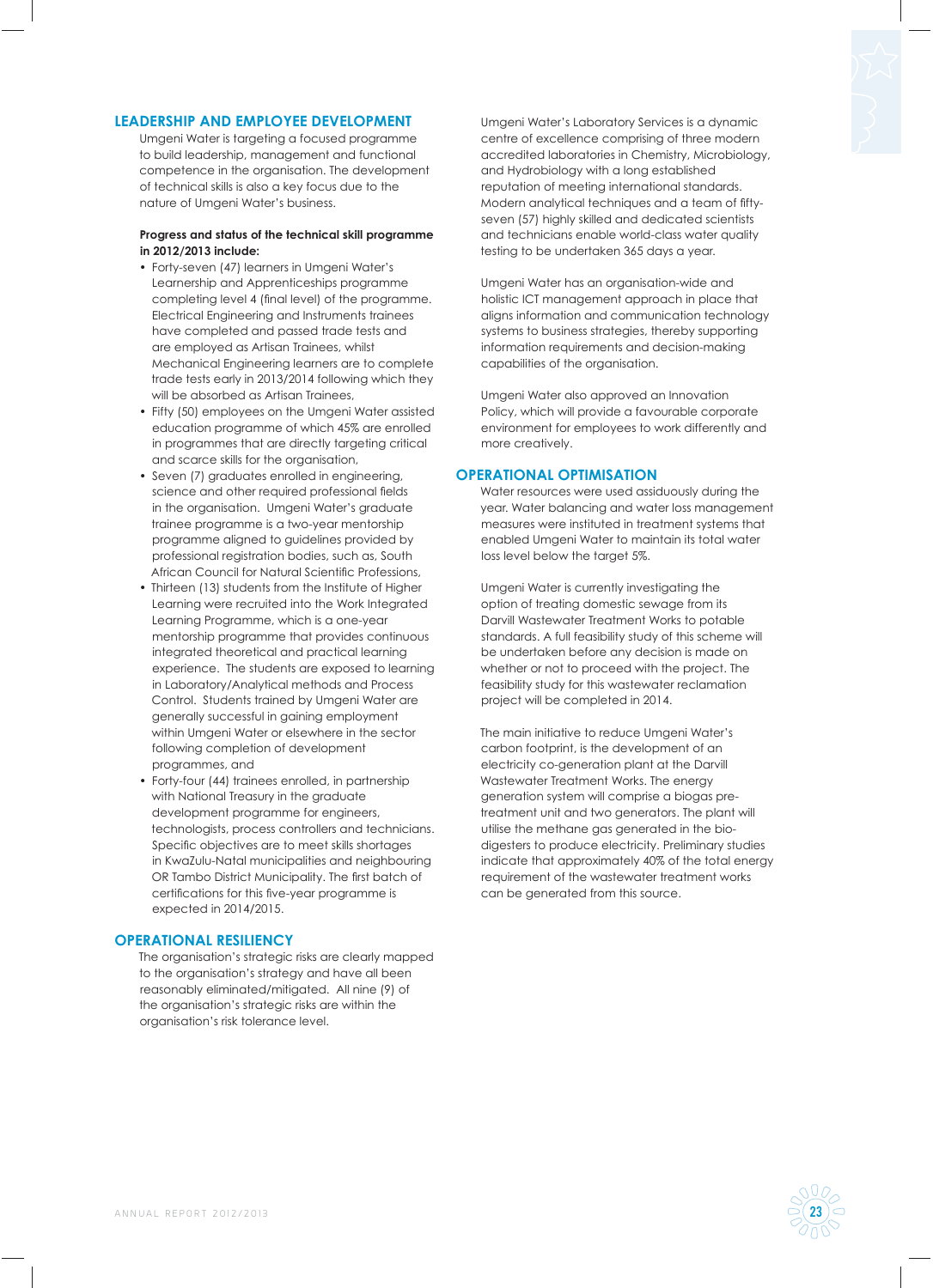## LEADERSHIP AND EMPLOYEE DEVELOPMENT

Umgeni Water is targeting a focused programme to build leadership, management and functional competence in the organisation. The development of technical skills is also a key focus due to the nature of Umgeni Water's business.

**Progress and status of the technical skill programme in 2012/2013 include:**

- Forty-seven (47) learners in Umgeni Water's Learnership and Apprenticeships programme completing level 4 (final level) of the programme. Electrical Engineering and Instruments trainees have completed and passed trade tests and are employed as Artisan Trainees, whilst Mechanical Engineering learners are to complete trade tests early in 2013/2014 following which they will be absorbed as Artisan Trainees,
- Fifty (50) employees on the Umgeni Water assisted education programme of which 45% are enrolled in programmes that are directly targeting critical and scarce skills for the organisation,
- Seven (7) graduates enrolled in engineering, science and other required professional fields in the organisation. Umgeni Water's graduate trainee programme is a two-year mentorship programme aligned to guidelines provided by professional registration bodies, such as, South African Council for Natural Scientific Professions,
- Thirteen (13) students from the Institute of Higher Learning were recruited into the Work Integrated Learning Programme, which is a one-year mentorship programme that provides continuous integrated theoretical and practical learning experience. The students are exposed to learning in Laboratory/Analytical methods and Process Control. Students trained by Umgeni Water are generally successful in gaining employment within Umgeni Water or elsewhere in the sector following completion of development programmes, and
- Forty-four (44) trainees enrolled, in partnership with National Treasury in the graduate development programme for engineers, technologists, process controllers and technicians. Specific objectives are to meet skills shortages in KwaZulu-Natal municipalities and neighbouring OR Tambo District Municipality. The first batch of certifications for this five-year programme is expected in 2014/2015.

## OPERATIONAL RESILIENCY

The organisation's strategic risks are clearly mapped to the organisation's strategy and have all been reasonably eliminated/mitigated. All nine (9) of the organisation's strategic risks are within the organisation's risk tolerance level.

Umgeni Water's Laboratory Services is a dynamic centre of excellence comprising of three modern accredited laboratories in Chemistry, Microbiology, and Hydrobiology with a long established reputation of meeting international standards. Modern analytical techniques and a team of fifty-seven (57) highly skilled and dedicated scientists and technicians enable world-class water quality testing to be undertaken 365 days a year.

Umgeni Water has an organisation-wide and holistic ICT management approach in place that aligns information and communication technology systems to business strategies, thereby supporting information requirements and decision-making capabilities of the organisation.

Umgeni Water also approved an Innovation Policy, which will provide a favourable corporate environment for employees to work differently and more creatively.

## OPERATIONAL OPTIMISATION

Water resources were used assiduously during the year. Water balancing and water loss management measures were instituted in treatment systems that enabled Umgeni Water to maintain its total water loss level below the target 5%.

Umgeni Water is currently investigating the option of treating domestic sewage from its Darvill Wastewater Treatment Works to potable standards. A full feasibility study of this scheme will be undertaken before any decision is made on whether or not to proceed with the project. The feasibility study for this wastewater reclamation project will be completed in 2014.

The main initiative to reduce Umgeni Water's carbon footprint, is the development of an electricity co-generation plant at the Darvill Wastewater Treatment Works. The energy generation system will comprise a biogas pre-treatment unit and two generators. The plant will utilise the methane gas generated in the bio-digesters to produce electricity. Preliminary studies indicate that approximately 40% of the total energy requirement of the wastewater treatment works can be generated from this source.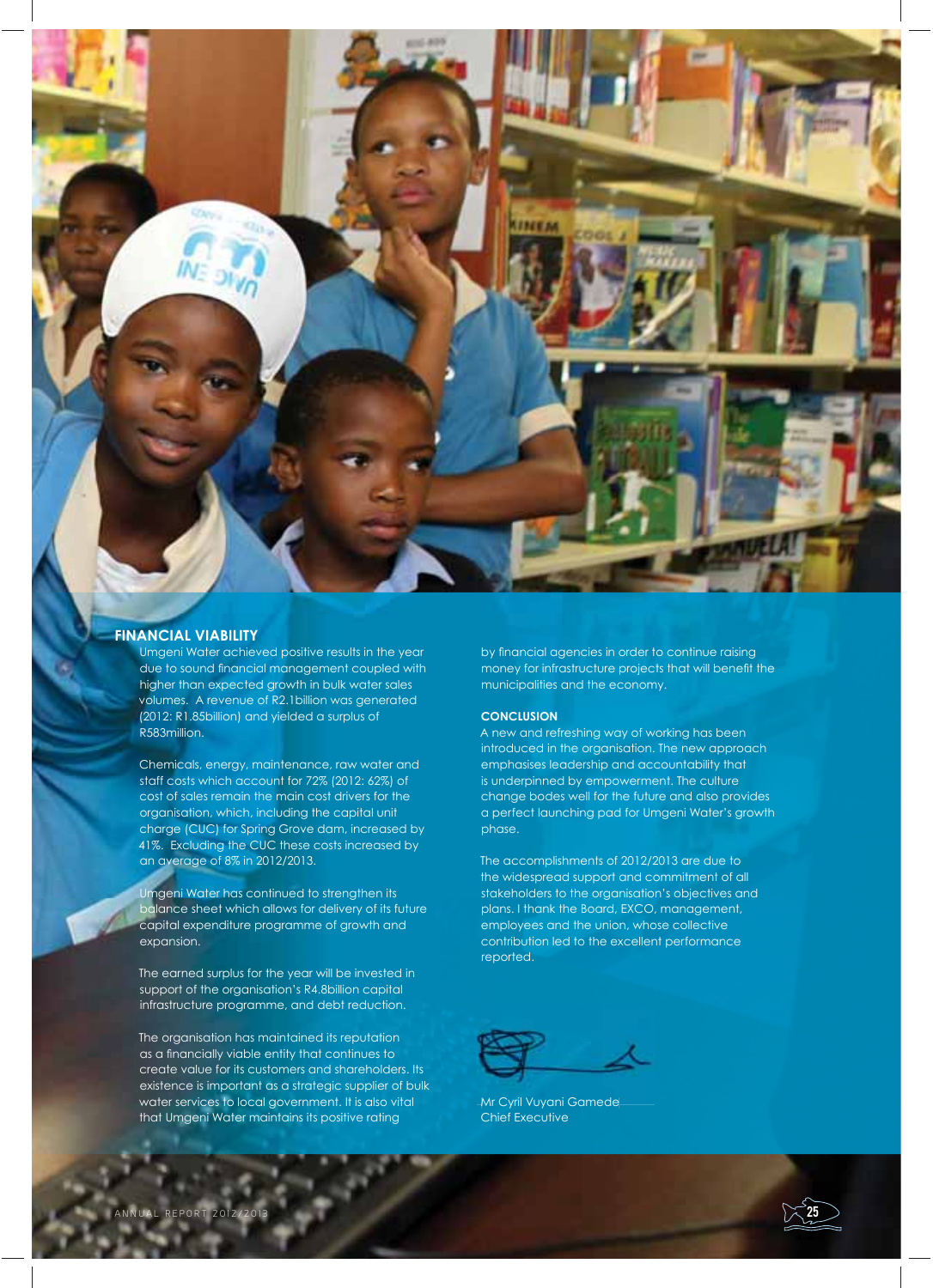## FINANCIAL VIABILITY

Umgeni Water achieved positive results in the year due to sound financial management coupled with higher than expected growth in bulk water sales volumes. A revenue of R2.1billion was generated (2012: R1.85billion) and yielded a surplus of R583million.

Chemicals, energy, maintenance, raw water and staff costs which account for 72% (2012: 62%) of cost of sales remain the main cost drivers for the organisation, which, including the capital unit charge (CUC) for Spring Grove dam, increased by 41%. Excluding the CUC these costs increased by an average of 8% in 2012/2013.

Umgeni Water has continued to strengthen its balance sheet which allows for delivery of its future capital expenditure programme of growth and expansion.

The earned surplus for the year will be invested in support of the organisation's R4.8billion capital infrastructure programme, and debt reduction.

The organisation has maintained its reputation as a financially viable entity that continues to create value for its customers and shareholders. Its existence is important as a strategic supplier of bulk water services to local government. It is also vital that Umgeni Water maintains its positive rating by financial agencies in order to continue raising money for infrastructure projects that will benefit the municipalities and the economy.

## CONCLUSION

A new and refreshing way of working has been introduced in the organisation. The new approach emphasises leadership and accountability that is underpinned by empowerment. The culture change bodes well for the future and also provides a perfect launching pad for Umgeni Water's growth phase.

The accomplishments of 2012/2013 are due to the widespread support and commitment of all stakeholders to the organisation's objectives and plans. I thank the Board, EXCO, management, employees and the union, whose collective contribution led to the excellent performance reported.

Mr Cyril Vuyani Gamede
Chief Executive